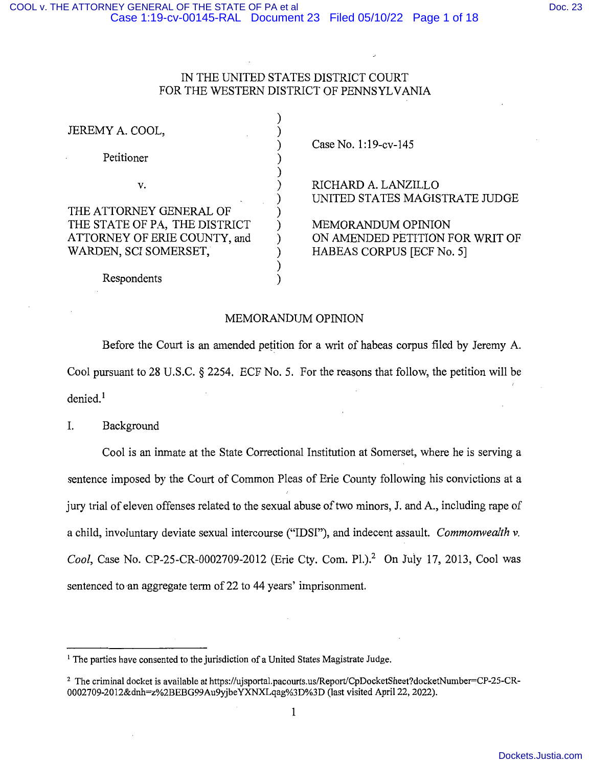IN THE UNITED STATES DISTRICT COURT
FOR THE WESTERN DISTRICT OF PENNSYLVANIA

| | |
|---|---|
| JEREMY A. COOL,<br><br>Petitioner<br><br>v.<br><br>THE ATTORNEY GENERAL OF THE STATE OF PA, THE DISTRICT ATTORNEY OF ERIE COUNTY, and WARDEN, SCI SOMERSET,<br><br>Respondents | Case No. 1:19-cv-145<br><br>RICHARD A. LANZILLO<br>UNITED STATES MAGISTRATE JUDGE<br><br>MEMORANDUM OPINION ON AMENDED PETITION FOR WRIT OF HABEAS CORPUS [ECF No. 5] |

## MEMORANDUM OPINION

Before the Court is an amended petition for a writ of habeas corpus filed by Jeremy A. Cool pursuant to 28 U.S.C. § 2254. ECF No. 5. For the reasons that follow, the petition will be denied.[1]

I. Background

Cool is an inmate at the State Correctional Institution at Somerset, where he is serving a sentence imposed by the Court of Common Pleas of Erie County following his convictions at a jury trial of eleven offenses related to the sexual abuse of two minors, J. and A., including rape of a child, involuntary deviate sexual intercourse ("IDSI"), and indecent assault. *Commonwealth v. Cool*, Case No. CP-25-CR-0002709-2012 (Erie Cty. Com. Pl.).[2] On July 17, 2013, Cool was sentenced to an aggregate term of 22 to 44 years' imprisonment.

---

[1] The parties have consented to the jurisdiction of a United States Magistrate Judge.

[2] The criminal docket is available at https://ujsportal.pacourts.us/Report/CpDocketSheet?docketNumber=CP-25-CR-0002709-2012&dnh=z%2BEBG99Au9yjbeYXNXLqag%3D%3D (last visited April 22, 2022).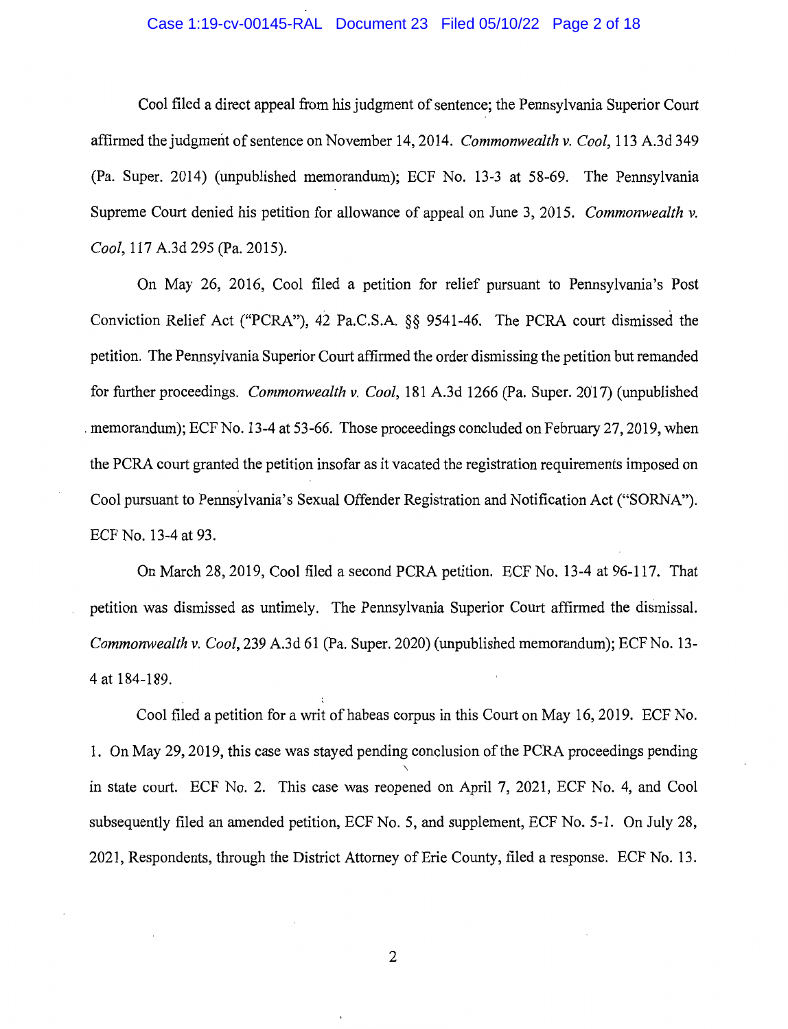Cool filed a direct appeal from his judgment of sentence; the Pennsylvania Superior Court affirmed the judgment of sentence on November 14, 2014. *Commonwealth v. Cool*, 113 A.3d 349 (Pa. Super. 2014) (unpublished memorandum); ECF No. 13-3 at 58-69. The Pennsylvania Supreme Court denied his petition for allowance of appeal on June 3, 2015. *Commonwealth v. Cool*, 117 A.3d 295 (Pa. 2015).

On May 26, 2016, Cool filed a petition for relief pursuant to Pennsylvania's Post Conviction Relief Act ("PCRA"), 42 Pa.C.S.A. §§ 9541-46. The PCRA court dismissed the petition. The Pennsylvania Superior Court affirmed the order dismissing the petition but remanded for further proceedings. *Commonwealth v. Cool*, 181 A.3d 1266 (Pa. Super. 2017) (unpublished memorandum); ECF No. 13-4 at 53-66. Those proceedings concluded on February 27, 2019, when the PCRA court granted the petition insofar as it vacated the registration requirements imposed on Cool pursuant to Pennsylvania's Sexual Offender Registration and Notification Act ("SORNA"). ECF No. 13-4 at 93.

On March 28, 2019, Cool filed a second PCRA petition. ECF No. 13-4 at 96-117. That petition was dismissed as untimely. The Pennsylvania Superior Court affirmed the dismissal. *Commonwealth v. Cool*, 239 A.3d 61 (Pa. Super. 2020) (unpublished memorandum); ECF No. 13-4 at 184-189.

Cool filed a petition for a writ of habeas corpus in this Court on May 16, 2019. ECF No. 1. On May 29, 2019, this case was stayed pending conclusion of the PCRA proceedings pending in state court. ECF No. 2. This case was reopened on April 7, 2021, ECF No. 4, and Cool subsequently filed an amended petition, ECF No. 5, and supplement, ECF No. 5-1. On July 28, 2021, Respondents, through the District Attorney of Erie County, filed a response. ECF No. 13.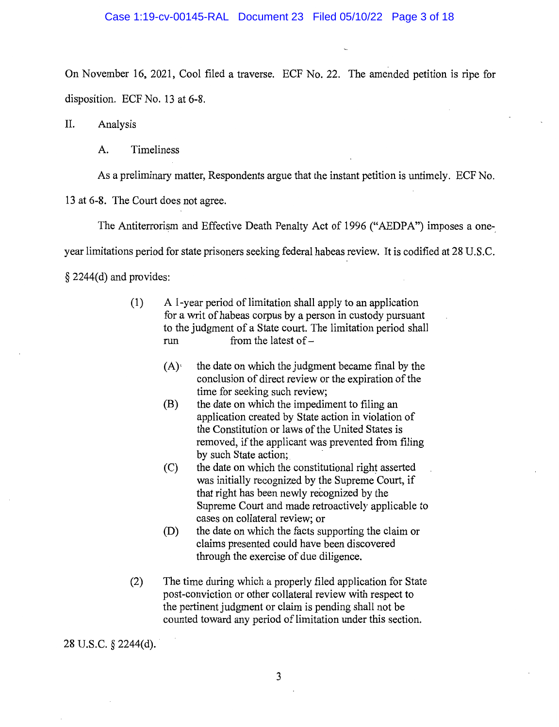On November 16, 2021, Cool filed a traverse. ECF No. 22. The amended petition is ripe for disposition. ECF No. 13 at 6-8.

II. Analysis

A. Timeliness

As a preliminary matter, Respondents argue that the instant petition is untimely. ECF No. 13 at 6-8. The Court does not agree.

The Antiterrorism and Effective Death Penalty Act of 1996 ("AEDPA") imposes a one-year limitations period for state prisoners seeking federal habeas review. It is codified at 28 U.S.C. § 2244(d) and provides:

> (1) A 1-year period of limitation shall apply to an application for a writ of habeas corpus by a person in custody pursuant to the judgment of a State court. The limitation period shall run from the latest of –
>
> (A) the date on which the judgment became final by the conclusion of direct review or the expiration of the time for seeking such review;
>
> (B) the date on which the impediment to filing an application created by State action in violation of the Constitution or laws of the United States is removed, if the applicant was prevented from filing by such State action;
>
> (C) the date on which the constitutional right asserted was initially recognized by the Supreme Court, if that right has been newly recognized by the Supreme Court and made retroactively applicable to cases on collateral review; or
>
> (D) the date on which the facts supporting the claim or claims presented could have been discovered through the exercise of due diligence.
>
> (2) The time during which a properly filed application for State post-conviction or other collateral review with respect to the pertinent judgment or claim is pending shall not be counted toward any period of limitation under this section.

28 U.S.C. § 2244(d).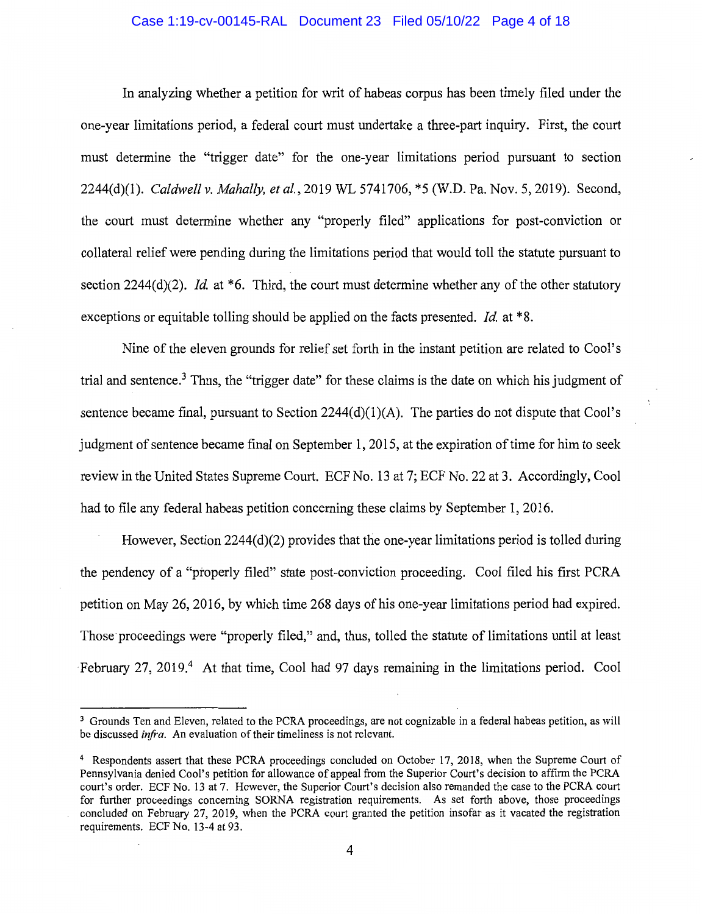In analyzing whether a petition for writ of habeas corpus has been timely filed under the one-year limitations period, a federal court must undertake a three-part inquiry. First, the court must determine the "trigger date" for the one-year limitations period pursuant to section 2244(d)(1). *Caldwell v. Mahally, et al.*, 2019 WL 5741706, *5 (W.D. Pa. Nov. 5, 2019). Second, the court must determine whether any "properly filed" applications for post-conviction or collateral relief were pending during the limitations period that would toll the statute pursuant to section 2244(d)(2). *Id.* at *6. Third, the court must determine whether any of the other statutory exceptions or equitable tolling should be applied on the facts presented. *Id.* at *8.

Nine of the eleven grounds for relief set forth in the instant petition are related to Cool's trial and sentence.[3] Thus, the "trigger date" for these claims is the date on which his judgment of sentence became final, pursuant to Section 2244(d)(1)(A). The parties do not dispute that Cool's judgment of sentence became final on September 1, 2015, at the expiration of time for him to seek review in the United States Supreme Court. ECF No. 13 at 7; ECF No. 22 at 3. Accordingly, Cool had to file any federal habeas petition concerning these claims by September 1, 2016.

However, Section 2244(d)(2) provides that the one-year limitations period is tolled during the pendency of a "properly filed" state post-conviction proceeding. Cool filed his first PCRA petition on May 26, 2016, by which time 268 days of his one-year limitations period had expired. Those proceedings were "properly filed," and, thus, tolled the statute of limitations until at least February 27, 2019.[4] At that time, Cool had 97 days remaining in the limitations period. Cool

---

[3] Grounds Ten and Eleven, related to the PCRA proceedings, are not cognizable in a federal habeas petition, as will be discussed *infra*. An evaluation of their timeliness is not relevant.

[4] Respondents assert that these PCRA proceedings concluded on October 17, 2018, when the Supreme Court of Pennsylvania denied Cool's petition for allowance of appeal from the Superior Court's decision to affirm the PCRA court's order. ECF No. 13 at 7. However, the Superior Court's decision also remanded the case to the PCRA court for further proceedings concerning SORNA registration requirements. As set forth above, those proceedings concluded on February 27, 2019, when the PCRA court granted the petition insofar as it vacated the registration requirements. ECF No. 13-4 at 93.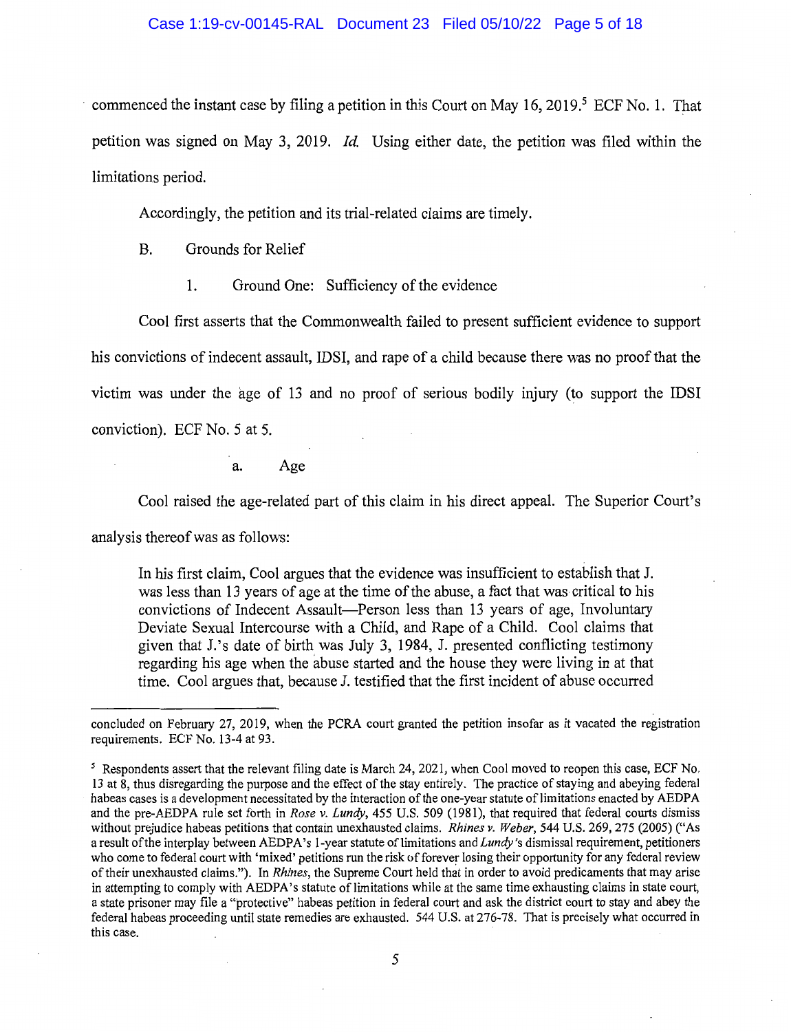commenced the instant case by filing a petition in this Court on May 16, 2019.[5] ECF No. 1. That petition was signed on May 3, 2019. *Id.* Using either date, the petition was filed within the limitations period.

Accordingly, the petition and its trial-related claims are timely.

B. Grounds for Relief

1. Ground One: Sufficiency of the evidence

Cool first asserts that the Commonwealth failed to present sufficient evidence to support his convictions of indecent assault, IDSI, and rape of a child because there was no proof that the victim was under the age of 13 and no proof of serious bodily injury (to support the IDSI conviction). ECF No. 5 at 5.

a. Age

Cool raised the age-related part of this claim in his direct appeal. The Superior Court's analysis thereof was as follows:

> In his first claim, Cool argues that the evidence was insufficient to establish that J. was less than 13 years of age at the time of the abuse, a fact that was critical to his convictions of Indecent Assault—Person less than 13 years of age, Involuntary Deviate Sexual Intercourse with a Child, and Rape of a Child. Cool claims that given that J.'s date of birth was July 3, 1984, J. presented conflicting testimony regarding his age when the abuse started and the house they were living in at that time. Cool argues that, because J. testified that the first incident of abuse occurred

---

concluded on February 27, 2019, when the PCRA court granted the petition insofar as it vacated the registration requirements. ECF No. 13-4 at 93.

[5] Respondents assert that the relevant filing date is March 24, 2021, when Cool moved to reopen this case, ECF No. 13 at 8, thus disregarding the purpose and the effect of the stay entirely. The practice of staying and abeying federal habeas cases is a development necessitated by the interaction of the one-year statute of limitations enacted by AEDPA and the pre-AEDPA rule set forth in *Rose v. Lundy*, 455 U.S. 509 (1981), that required that federal courts dismiss without prejudice habeas petitions that contain unexhausted claims. *Rhines v. Weber*, 544 U.S. 269, 275 (2005) ("As a result of the interplay between AEDPA's 1-year statute of limitations and *Lundy's* dismissal requirement, petitioners who come to federal court with 'mixed' petitions run the risk of forever losing their opportunity for any federal review of their unexhausted claims."). In *Rhines*, the Supreme Court held that in order to avoid predicaments that may arise in attempting to comply with AEDPA's statute of limitations while at the same time exhausting claims in state court, a state prisoner may file a "protective" habeas petition in federal court and ask the district court to stay and abey the federal habeas proceeding until state remedies are exhausted. 544 U.S. at 276-78. That is precisely what occurred in this case.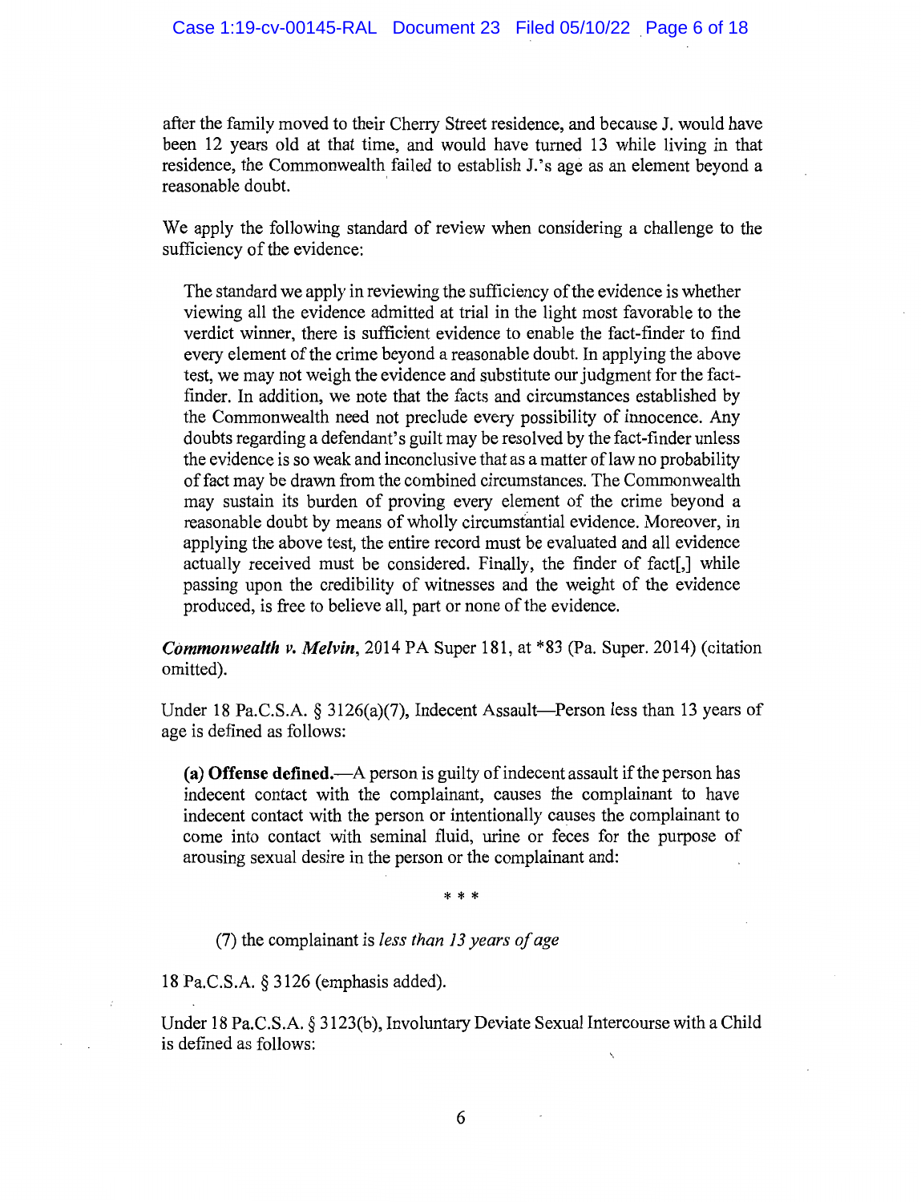after the family moved to their Cherry Street residence, and because J. would have been 12 years old at that time, and would have turned 13 while living in that residence, the Commonwealth failed to establish J.'s age as an element beyond a reasonable doubt.

We apply the following standard of review when considering a challenge to the sufficiency of the evidence:

> The standard we apply in reviewing the sufficiency of the evidence is whether viewing all the evidence admitted at trial in the light most favorable to the verdict winner, there is sufficient evidence to enable the fact-finder to find every element of the crime beyond a reasonable doubt. In applying the above test, we may not weigh the evidence and substitute our judgment for the fact-finder. In addition, we note that the facts and circumstances established by the Commonwealth need not preclude every possibility of innocence. Any doubts regarding a defendant's guilt may be resolved by the fact-finder unless the evidence is so weak and inconclusive that as a matter of law no probability of fact may be drawn from the combined circumstances. The Commonwealth may sustain its burden of proving every element of the crime beyond a reasonable doubt by means of wholly circumstantial evidence. Moreover, in applying the above test, the entire record must be evaluated and all evidence actually received must be considered. Finally, the finder of fact[,] while passing upon the credibility of witnesses and the weight of the evidence produced, is free to believe all, part or none of the evidence.

***Commonwealth v. Melvin***, 2014 PA Super 181, at *83 (Pa. Super. 2014) (citation omitted).

Under 18 Pa.C.S.A. § 3126(a)(7), Indecent Assault—Person less than 13 years of age is defined as follows:

> **(a) Offense defined.**—A person is guilty of indecent assault if the person has indecent contact with the complainant, causes the complainant to have indecent contact with the person or intentionally causes the complainant to come into contact with seminal fluid, urine or feces for the purpose of arousing sexual desire in the person or the complainant and:
>
> \* \* \*
>
> (7) the complainant is *less than 13 years of age*

18 Pa.C.S.A. § 3126 (emphasis added).

Under 18 Pa.C.S.A. § 3123(b), Involuntary Deviate Sexual Intercourse with a Child is defined as follows: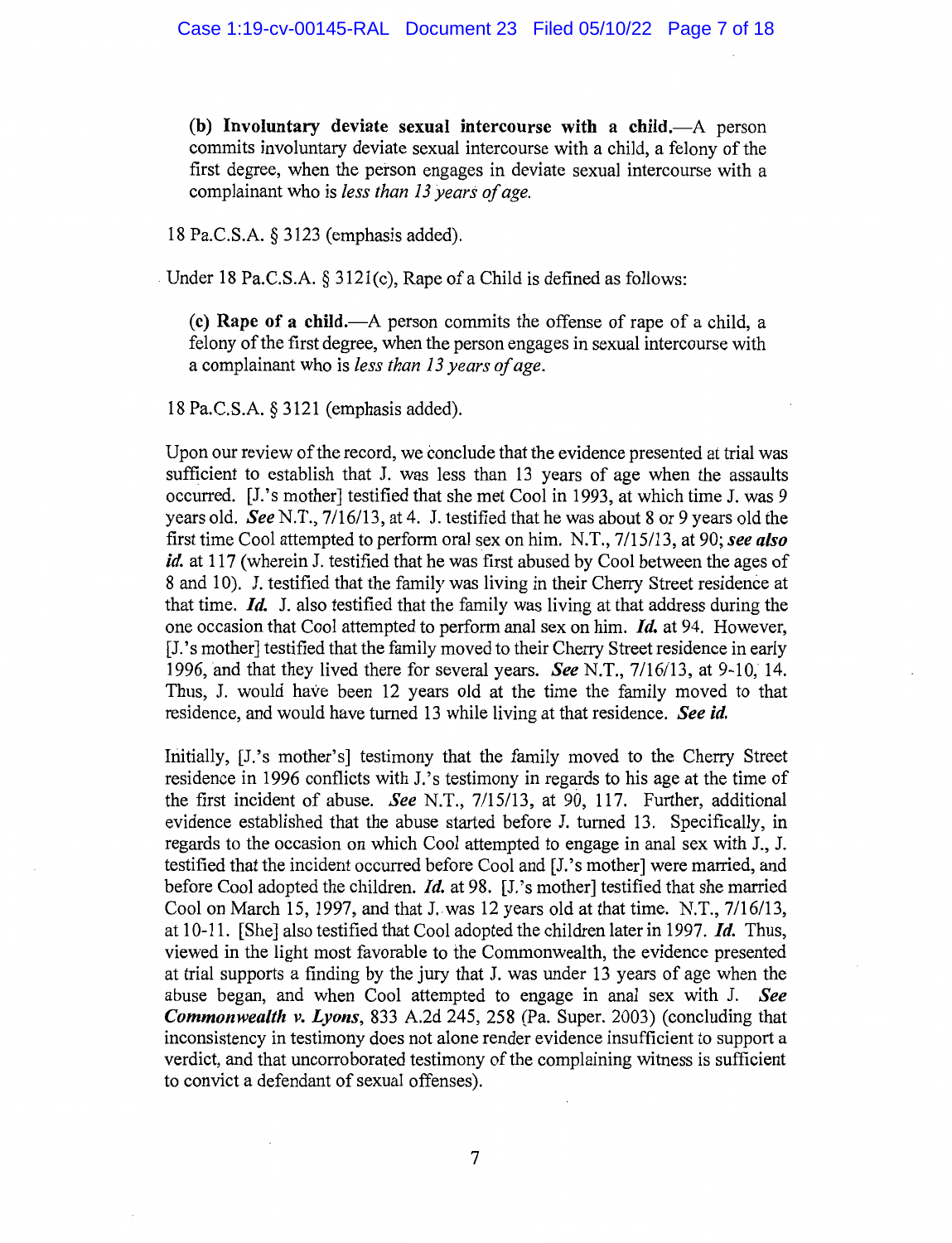> **(b) Involuntary deviate sexual intercourse with a child.**—A person commits involuntary deviate sexual intercourse with a child, a felony of the first degree, when the person engages in deviate sexual intercourse with a complainant who is *less than 13 years of age.*

18 Pa.C.S.A. § 3123 (emphasis added).

Under 18 Pa.C.S.A. § 3121(c), Rape of a Child is defined as follows:

> **(c) Rape of a child.**—A person commits the offense of rape of a child, a felony of the first degree, when the person engages in sexual intercourse with a complainant who is *less than 13 years of age*.

18 Pa.C.S.A. § 3121 (emphasis added).

Upon our review of the record, we conclude that the evidence presented at trial was sufficient to establish that J. was less than 13 years of age when the assaults occurred. [J.'s mother] testified that she met Cool in 1993, at which time J. was 9 years old. ***See*** N.T., 7/16/13, at 4. J. testified that he was about 8 or 9 years old the first time Cool attempted to perform oral sex on him. N.T., 7/15/13, at 90; ***see also id.*** at 117 (wherein J. testified that he was first abused by Cool between the ages of 8 and 10). J. testified that the family was living in their Cherry Street residence at that time. ***Id.*** J. also testified that the family was living at that address during the one occasion that Cool attempted to perform anal sex on him. ***Id.*** at 94. However, [J.'s mother] testified that the family moved to their Cherry Street residence in early 1996, and that they lived there for several years. ***See*** N.T., 7/16/13, at 9-10, 14. Thus, J. would have been 12 years old at the time the family moved to that residence, and would have turned 13 while living at that residence. ***See id.***

Initially, [J.'s mother's] testimony that the family moved to the Cherry Street residence in 1996 conflicts with J.'s testimony in regards to his age at the time of the first incident of abuse. ***See*** N.T., 7/15/13, at 90, 117. Further, additional evidence established that the abuse started before J. turned 13. Specifically, in regards to the occasion on which Cool attempted to engage in anal sex with J., J. testified that the incident occurred before Cool and [J.'s mother] were married, and before Cool adopted the children. ***Id.*** at 98. [J.'s mother] testified that she married Cool on March 15, 1997, and that J. was 12 years old at that time. N.T., 7/16/13, at 10-11. [She] also testified that Cool adopted the children later in 1997. ***Id.*** Thus, viewed in the light most favorable to the Commonwealth, the evidence presented at trial supports a finding by the jury that J. was under 13 years of age when the abuse began, and when Cool attempted to engage in anal sex with J. ***See Commonwealth v. Lyons***, 833 A.2d 245, 258 (Pa. Super. 2003) (concluding that inconsistency in testimony does not alone render evidence insufficient to support a verdict, and that uncorroborated testimony of the complaining witness is sufficient to convict a defendant of sexual offenses).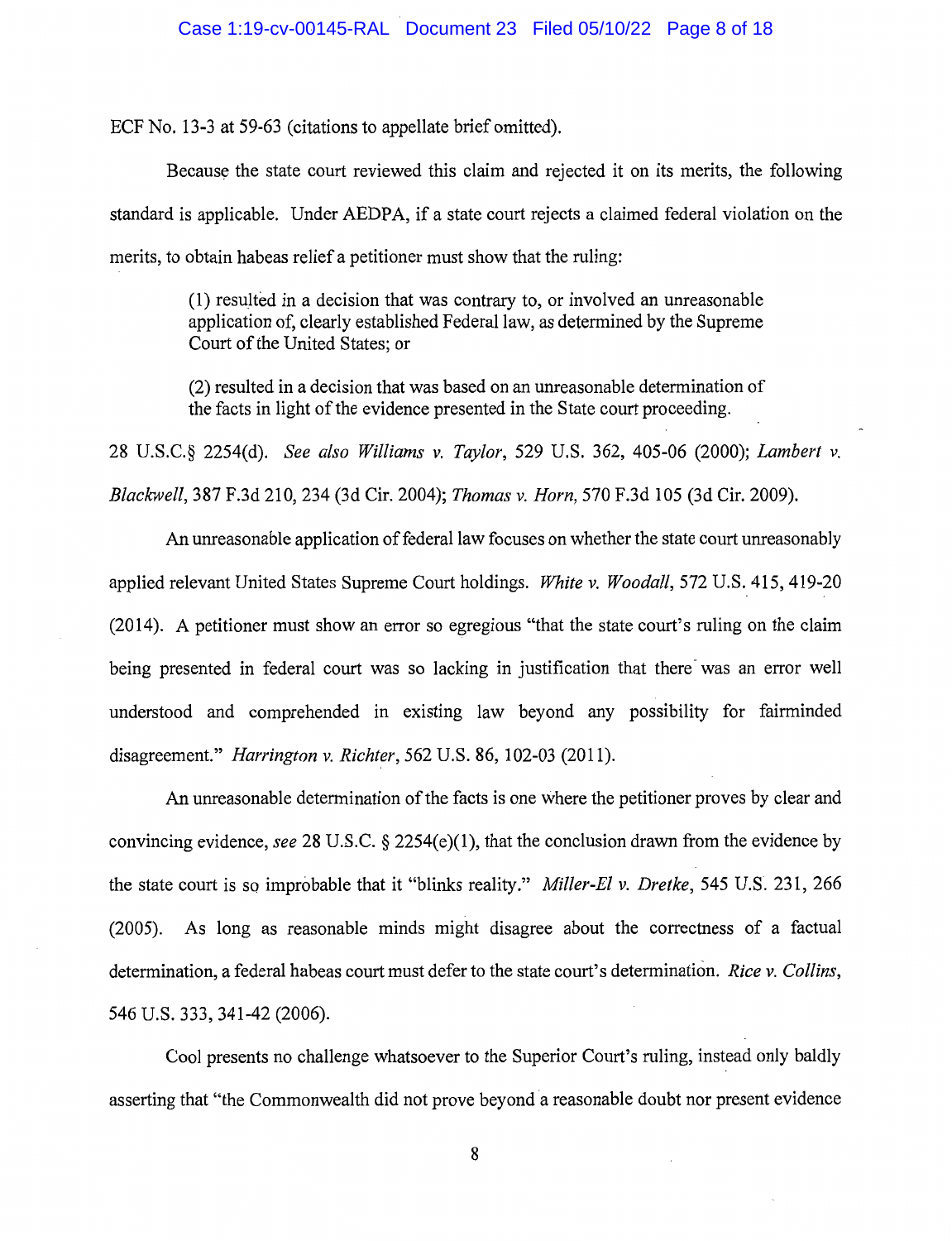ECF No. 13-3 at 59-63 (citations to appellate brief omitted).

Because the state court reviewed this claim and rejected it on its merits, the following standard is applicable. Under AEDPA, if a state court rejects a claimed federal violation on the merits, to obtain habeas relief a petitioner must show that the ruling:

> (1) resulted in a decision that was contrary to, or involved an unreasonable application of, clearly established Federal law, as determined by the Supreme Court of the United States; or
>
> (2) resulted in a decision that was based on an unreasonable determination of the facts in light of the evidence presented in the State court proceeding.

28 U.S.C.§ 2254(d). *See also Williams v. Taylor*, 529 U.S. 362, 405-06 (2000); *Lambert v. Blackwell*, 387 F.3d 210, 234 (3d Cir. 2004); *Thomas v. Horn*, 570 F.3d 105 (3d Cir. 2009).

An unreasonable application of federal law focuses on whether the state court unreasonably applied relevant United States Supreme Court holdings. *White v. Woodall*, 572 U.S. 415, 419-20 (2014). A petitioner must show an error so egregious "that the state court's ruling on the claim being presented in federal court was so lacking in justification that there was an error well understood and comprehended in existing law beyond any possibility for fairminded disagreement." *Harrington v. Richter*, 562 U.S. 86, 102-03 (2011).

An unreasonable determination of the facts is one where the petitioner proves by clear and convincing evidence, *see* 28 U.S.C. § 2254(e)(1), that the conclusion drawn from the evidence by the state court is so improbable that it "blinks reality." *Miller-El v. Dretke*, 545 U.S. 231, 266 (2005). As long as reasonable minds might disagree about the correctness of a factual determination, a federal habeas court must defer to the state court's determination. *Rice v. Collins*, 546 U.S. 333, 341-42 (2006).

Cool presents no challenge whatsoever to the Superior Court's ruling, instead only baldly asserting that "the Commonwealth did not prove beyond a reasonable doubt nor present evidence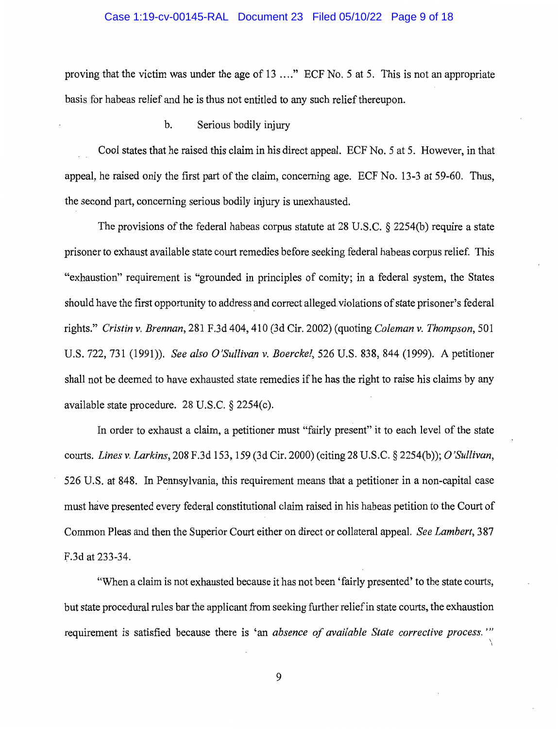proving that the victim was under the age of 13 ...." ECF No. 5 at 5. This is not an appropriate basis for habeas relief and he is thus not entitled to any such relief thereupon.

b. Serious bodily injury

Cool states that he raised this claim in his direct appeal. ECF No. 5 at 5. However, in that appeal, he raised only the first part of the claim, concerning age. ECF No. 13-3 at 59-60. Thus, the second part, concerning serious bodily injury is unexhausted.

The provisions of the federal habeas corpus statute at 28 U.S.C. § 2254(b) require a state prisoner to exhaust available state court remedies before seeking federal habeas corpus relief. This "exhaustion" requirement is "grounded in principles of comity; in a federal system, the States should have the first opportunity to address and correct alleged violations of state prisoner's federal rights." *Cristin v. Brennan*, 281 F.3d 404, 410 (3d Cir. 2002) (quoting *Coleman v. Thompson*, 501 U.S. 722, 731 (1991)). *See also O'Sullivan v. Boerckel*, 526 U.S. 838, 844 (1999). A petitioner shall not be deemed to have exhausted state remedies if he has the right to raise his claims by any available state procedure. 28 U.S.C. § 2254(c).

In order to exhaust a claim, a petitioner must "fairly present" it to each level of the state courts. *Lines v. Larkins*, 208 F.3d 153, 159 (3d Cir. 2000) (citing 28 U.S.C. § 2254(b)); *O'Sullivan*, 526 U.S. at 848. In Pennsylvania, this requirement means that a petitioner in a non-capital case must have presented every federal constitutional claim raised in his habeas petition to the Court of Common Pleas and then the Superior Court either on direct or collateral appeal. *See Lambert*, 387 F.3d at 233-34.

"When a claim is not exhausted because it has not been 'fairly presented' to the state courts, but state procedural rules bar the applicant from seeking further relief in state courts, the exhaustion requirement is satisfied because there is 'an *absence of available State corrective process.*'"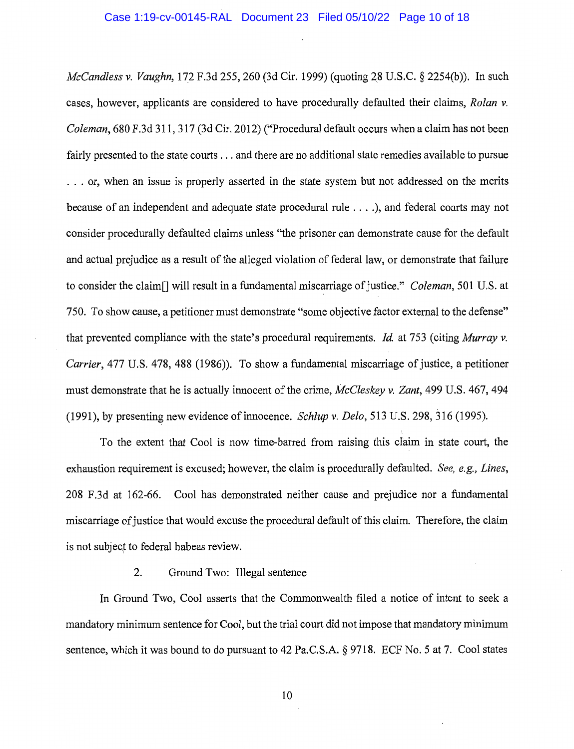*McCandless v. Vaughn*, 172 F.3d 255, 260 (3d Cir. 1999) (quoting 28 U.S.C. § 2254(b)). In such cases, however, applicants are considered to have procedurally defaulted their claims, *Rolan v. Coleman*, 680 F.3d 311, 317 (3d Cir. 2012) ("Procedural default occurs when a claim has not been fairly presented to the state courts . . . and there are no additional state remedies available to pursue . . . or, when an issue is properly asserted in the state system but not addressed on the merits because of an independent and adequate state procedural rule . . . .), and federal courts may not consider procedurally defaulted claims unless "the prisoner can demonstrate cause for the default and actual prejudice as a result of the alleged violation of federal law, or demonstrate that failure to consider the claim[] will result in a fundamental miscarriage of justice." *Coleman*, 501 U.S. at 750. To show cause, a petitioner must demonstrate "some objective factor external to the defense" that prevented compliance with the state's procedural requirements. *Id.* at 753 (citing *Murray v. Carrier*, 477 U.S. 478, 488 (1986)). To show a fundamental miscarriage of justice, a petitioner must demonstrate that he is actually innocent of the crime, *McCleskey v. Zant*, 499 U.S. 467, 494 (1991), by presenting new evidence of innocence. *Schlup v. Delo*, 513 U.S. 298, 316 (1995).

To the extent that Cool is now time-barred from raising this claim in state court, the exhaustion requirement is excused; however, the claim is procedurally defaulted. *See, e.g., Lines*, 208 F.3d at 162-66. Cool has demonstrated neither cause and prejudice nor a fundamental miscarriage of justice that would excuse the procedural default of this claim. Therefore, the claim is not subject to federal habeas review.

2. Ground Two: Illegal sentence

In Ground Two, Cool asserts that the Commonwealth filed a notice of intent to seek a mandatory minimum sentence for Cool, but the trial court did not impose that mandatory minimum sentence, which it was bound to do pursuant to 42 Pa.C.S.A. § 9718. ECF No. 5 at 7. Cool states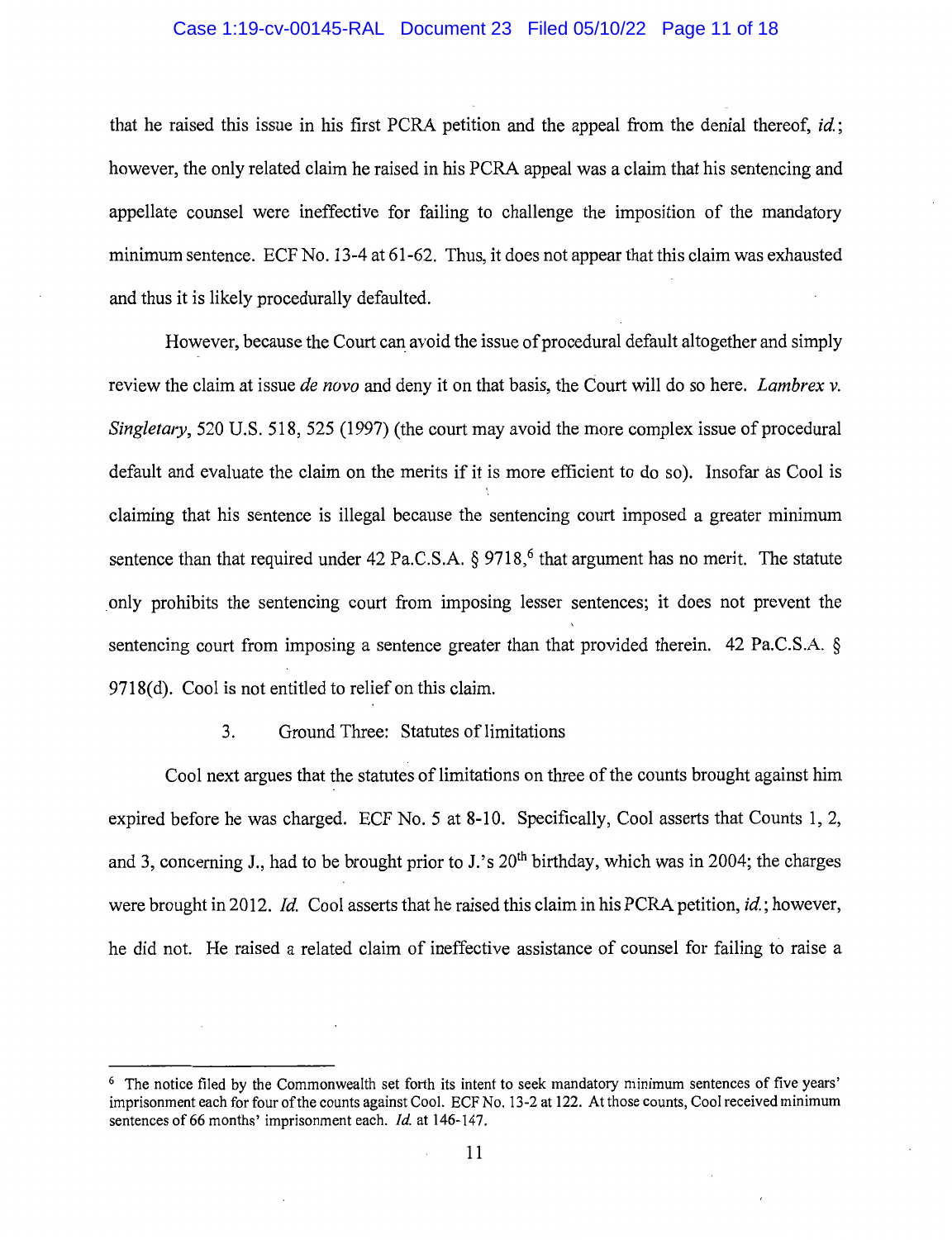that he raised this issue in his first PCRA petition and the appeal from the denial thereof, *id.*; however, the only related claim he raised in his PCRA appeal was a claim that his sentencing and appellate counsel were ineffective for failing to challenge the imposition of the mandatory minimum sentence. ECF No. 13-4 at 61-62. Thus, it does not appear that this claim was exhausted and thus it is likely procedurally defaulted.

However, because the Court can avoid the issue of procedural default altogether and simply review the claim at issue *de novo* and deny it on that basis, the Court will do so here. *Lambrex v. Singletary*, 520 U.S. 518, 525 (1997) (the court may avoid the more complex issue of procedural default and evaluate the claim on the merits if it is more efficient to do so). Insofar as Cool is claiming that his sentence is illegal because the sentencing court imposed a greater minimum sentence than that required under 42 Pa.C.S.A. § 9718,[6] that argument has no merit. The statute only prohibits the sentencing court from imposing lesser sentences; it does not prevent the sentencing court from imposing a sentence greater than that provided therein. 42 Pa.C.S.A. § 9718(d). Cool is not entitled to relief on this claim.

3. Ground Three: Statutes of limitations

Cool next argues that the statutes of limitations on three of the counts brought against him expired before he was charged. ECF No. 5 at 8-10. Specifically, Cool asserts that Counts 1, 2, and 3, concerning J., had to be brought prior to J.'s 20th birthday, which was in 2004; the charges were brought in 2012. *Id.* Cool asserts that he raised this claim in his PCRA petition, *id.*; however, he did not. He raised a related claim of ineffective assistance of counsel for failing to raise a

---

[6] The notice filed by the Commonwealth set forth its intent to seek mandatory minimum sentences of five years' imprisonment each for four of the counts against Cool. ECF No. 13-2 at 122. At those counts, Cool received minimum sentences of 66 months' imprisonment each. *Id.* at 146-147.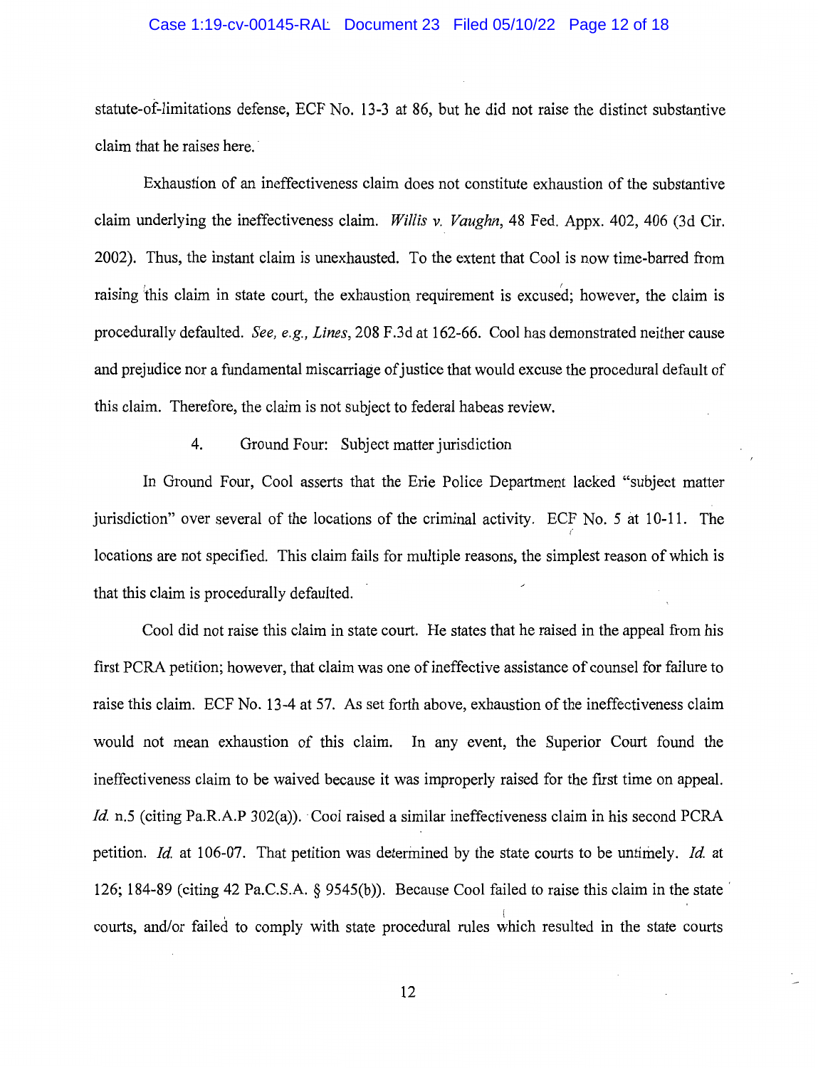statute-of-limitations defense, ECF No. 13-3 at 86, but he did not raise the distinct substantive claim that he raises here.

Exhaustion of an ineffectiveness claim does not constitute exhaustion of the substantive claim underlying the ineffectiveness claim. *Willis v. Vaughn*, 48 Fed. Appx. 402, 406 (3d Cir. 2002). Thus, the instant claim is unexhausted. To the extent that Cool is now time-barred from raising this claim in state court, the exhaustion requirement is excused; however, the claim is procedurally defaulted. *See, e.g., Lines*, 208 F.3d at 162-66. Cool has demonstrated neither cause and prejudice nor a fundamental miscarriage of justice that would excuse the procedural default of this claim. Therefore, the claim is not subject to federal habeas review.

4. Ground Four: Subject matter jurisdiction

In Ground Four, Cool asserts that the Erie Police Department lacked "subject matter jurisdiction" over several of the locations of the criminal activity. ECF No. 5 at 10-11. The locations are not specified. This claim fails for multiple reasons, the simplest reason of which is that this claim is procedurally defaulted.

Cool did not raise this claim in state court. He states that he raised in the appeal from his first PCRA petition; however, that claim was one of ineffective assistance of counsel for failure to raise this claim. ECF No. 13-4 at 57. As set forth above, exhaustion of the ineffectiveness claim would not mean exhaustion of this claim. In any event, the Superior Court found the ineffectiveness claim to be waived because it was improperly raised for the first time on appeal. *Id.* n.5 (citing Pa.R.A.P 302(a)). Cool raised a similar ineffectiveness claim in his second PCRA petition. *Id.* at 106-07. That petition was determined by the state courts to be untimely. *Id.* at 126; 184-89 (citing 42 Pa.C.S.A. § 9545(b)). Because Cool failed to raise this claim in the state courts, and/or failed to comply with state procedural rules which resulted in the state courts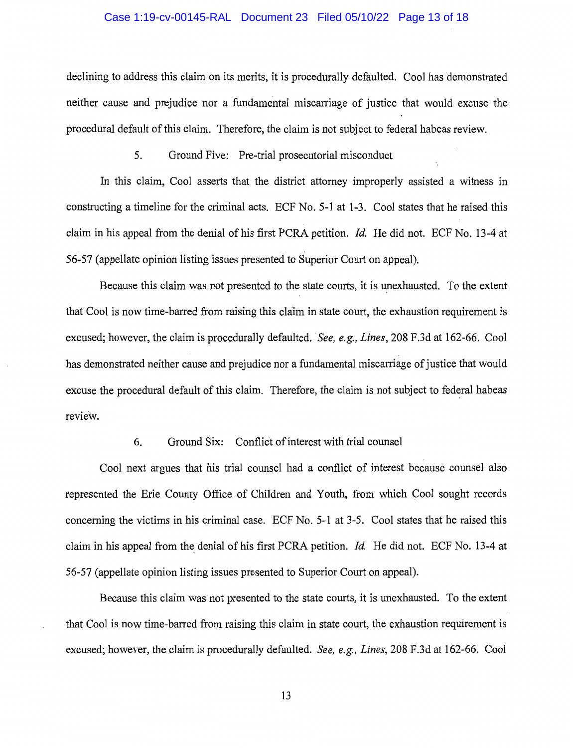declining to address this claim on its merits, it is procedurally defaulted. Cool has demonstrated neither cause and prejudice nor a fundamental miscarriage of justice that would excuse the procedural default of this claim. Therefore, the claim is not subject to federal habeas review.

5. Ground Five: Pre-trial prosecutorial misconduct

In this claim, Cool asserts that the district attorney improperly assisted a witness in constructing a timeline for the criminal acts. ECF No. 5-1 at 1-3. Cool states that he raised this claim in his appeal from the denial of his first PCRA petition. *Id.* He did not. ECF No. 13-4 at 56-57 (appellate opinion listing issues presented to Superior Court on appeal).

Because this claim was not presented to the state courts, it is unexhausted. To the extent that Cool is now time-barred from raising this claim in state court, the exhaustion requirement is excused; however, the claim is procedurally defaulted. *See, e.g., Lines*, 208 F.3d at 162-66. Cool has demonstrated neither cause and prejudice nor a fundamental miscarriage of justice that would excuse the procedural default of this claim. Therefore, the claim is not subject to federal habeas review.

6. Ground Six: Conflict of interest with trial counsel

Cool next argues that his trial counsel had a conflict of interest because counsel also represented the Erie County Office of Children and Youth, from which Cool sought records concerning the victims in his criminal case. ECF No. 5-1 at 3-5. Cool states that he raised this claim in his appeal from the denial of his first PCRA petition. *Id.* He did not. ECF No. 13-4 at 56-57 (appellate opinion listing issues presented to Superior Court on appeal).

Because this claim was not presented to the state courts, it is unexhausted. To the extent that Cool is now time-barred from raising this claim in state court, the exhaustion requirement is excused; however, the claim is procedurally defaulted. *See, e.g., Lines*, 208 F.3d at 162-66. Cool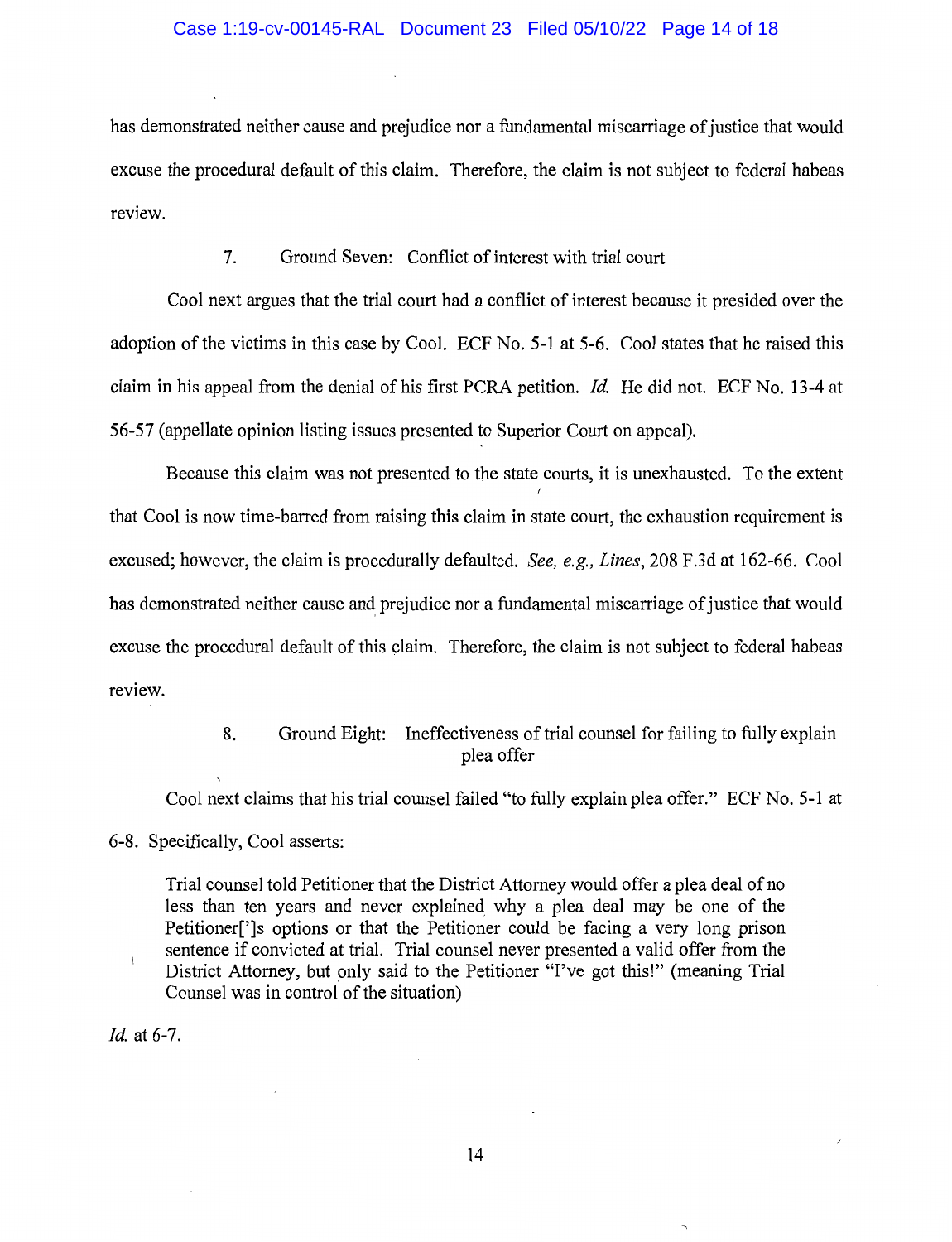has demonstrated neither cause and prejudice nor a fundamental miscarriage of justice that would excuse the procedural default of this claim. Therefore, the claim is not subject to federal habeas review.

7. Ground Seven: Conflict of interest with trial court

Cool next argues that the trial court had a conflict of interest because it presided over the adoption of the victims in this case by Cool. ECF No. 5-1 at 5-6. Cool states that he raised this claim in his appeal from the denial of his first PCRA petition. *Id.* He did not. ECF No. 13-4 at 56-57 (appellate opinion listing issues presented to Superior Court on appeal).

Because this claim was not presented to the state courts, it is unexhausted. To the extent that Cool is now time-barred from raising this claim in state court, the exhaustion requirement is excused; however, the claim is procedurally defaulted. *See, e.g., Lines*, 208 F.3d at 162-66. Cool has demonstrated neither cause and prejudice nor a fundamental miscarriage of justice that would excuse the procedural default of this claim. Therefore, the claim is not subject to federal habeas review.

8. Ground Eight: Ineffectiveness of trial counsel for failing to fully explain plea offer

Cool next claims that his trial counsel failed "to fully explain plea offer." ECF No. 5-1 at 6-8. Specifically, Cool asserts:

> Trial counsel told Petitioner that the District Attorney would offer a plea deal of no less than ten years and never explained why a plea deal may be one of the Petitioner[']s options or that the Petitioner could be facing a very long prison sentence if convicted at trial. Trial counsel never presented a valid offer from the District Attorney, but only said to the Petitioner "I've got this!" (meaning Trial Counsel was in control of the situation)

*Id.* at 6-7.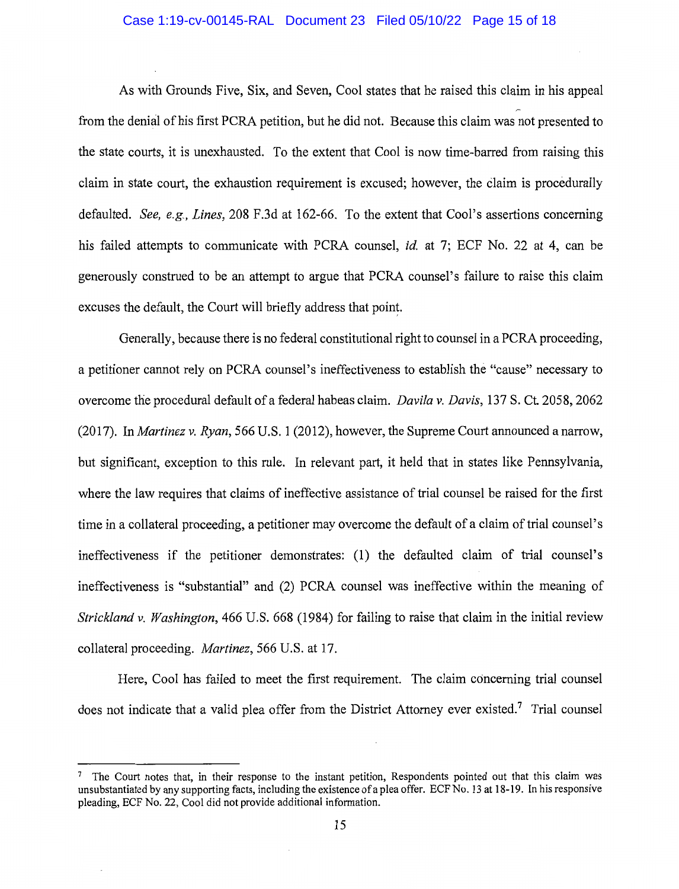As with Grounds Five, Six, and Seven, Cool states that he raised this claim in his appeal from the denial of his first PCRA petition, but he did not. Because this claim was not presented to the state courts, it is unexhausted. To the extent that Cool is now time-barred from raising this claim in state court, the exhaustion requirement is excused; however, the claim is procedurally defaulted. *See, e.g.*, *Lines*, 208 F.3d at 162-66. To the extent that Cool's assertions concerning his failed attempts to communicate with PCRA counsel, *id.* at 7; ECF No. 22 at 4, can be generously construed to be an attempt to argue that PCRA counsel's failure to raise this claim excuses the default, the Court will briefly address that point.

Generally, because there is no federal constitutional right to counsel in a PCRA proceeding, a petitioner cannot rely on PCRA counsel's ineffectiveness to establish the "cause" necessary to overcome the procedural default of a federal habeas claim. *Davila v. Davis*, 137 S. Ct. 2058, 2062 (2017). In *Martinez v. Ryan*, 566 U.S. 1 (2012), however, the Supreme Court announced a narrow, but significant, exception to this rule. In relevant part, it held that in states like Pennsylvania, where the law requires that claims of ineffective assistance of trial counsel be raised for the first time in a collateral proceeding, a petitioner may overcome the default of a claim of trial counsel's ineffectiveness if the petitioner demonstrates: (1) the defaulted claim of trial counsel's ineffectiveness is "substantial" and (2) PCRA counsel was ineffective within the meaning of *Strickland v. Washington*, 466 U.S. 668 (1984) for failing to raise that claim in the initial review collateral proceeding. *Martinez*, 566 U.S. at 17.

Here, Cool has failed to meet the first requirement. The claim concerning trial counsel does not indicate that a valid plea offer from the District Attorney ever existed.[7] Trial counsel

---

[7] The Court notes that, in their response to the instant petition, Respondents pointed out that this claim was unsubstantiated by any supporting facts, including the existence of a plea offer. ECF No. 13 at 18-19. In his responsive pleading, ECF No. 22, Cool did not provide additional information.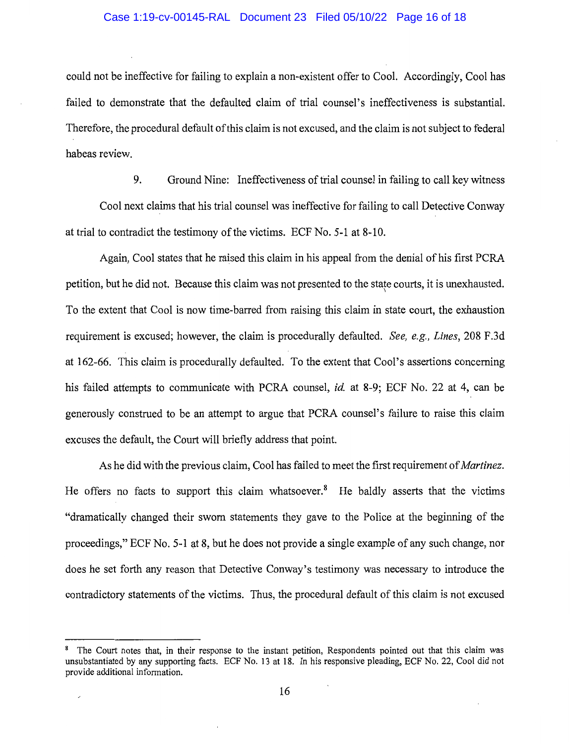could not be ineffective for failing to explain a non-existent offer to Cool. Accordingly, Cool has failed to demonstrate that the defaulted claim of trial counsel's ineffectiveness is substantial. Therefore, the procedural default of this claim is not excused, and the claim is not subject to federal habeas review.

9. Ground Nine: Ineffectiveness of trial counsel in failing to call key witness

Cool next claims that his trial counsel was ineffective for failing to call Detective Conway at trial to contradict the testimony of the victims. ECF No. 5-1 at 8-10.

Again, Cool states that he raised this claim in his appeal from the denial of his first PCRA petition, but he did not. Because this claim was not presented to the state courts, it is unexhausted. To the extent that Cool is now time-barred from raising this claim in state court, the exhaustion requirement is excused; however, the claim is procedurally defaulted. *See, e.g., Lines*, 208 F.3d at 162-66. This claim is procedurally defaulted. To the extent that Cool's assertions concerning his failed attempts to communicate with PCRA counsel, *id.* at 8-9; ECF No. 22 at 4, can be generously construed to be an attempt to argue that PCRA counsel's failure to raise this claim excuses the default, the Court will briefly address that point.

As he did with the previous claim, Cool has failed to meet the first requirement of *Martinez*. He offers no facts to support this claim whatsoever.[8] He baldly asserts that the victims "dramatically changed their sworn statements they gave to the Police at the beginning of the proceedings," ECF No. 5-1 at 8, but he does not provide a single example of any such change, nor does he set forth any reason that Detective Conway's testimony was necessary to introduce the contradictory statements of the victims. Thus, the procedural default of this claim is not excused

---

[8] The Court notes that, in their response to the instant petition, Respondents pointed out that this claim was unsubstantiated by any supporting facts. ECF No. 13 at 18. In his responsive pleading, ECF No. 22, Cool did not provide additional information.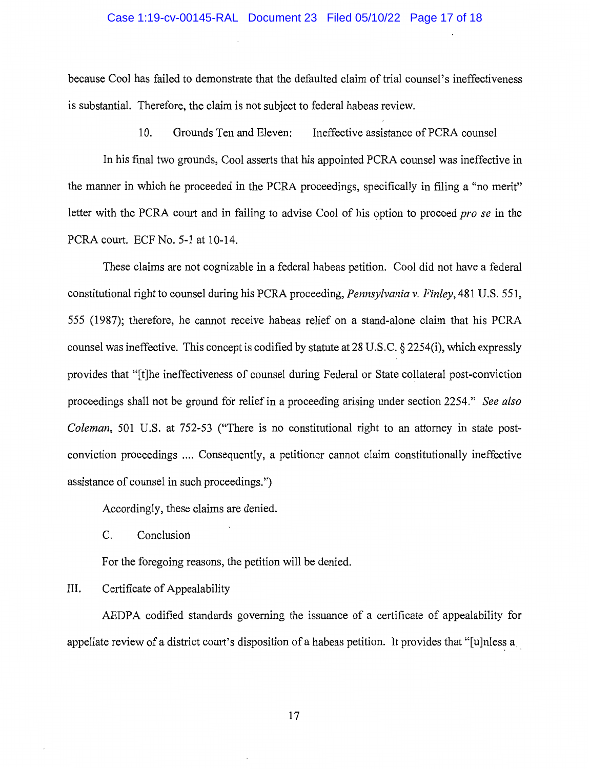because Cool has failed to demonstrate that the defaulted claim of trial counsel's ineffectiveness is substantial. Therefore, the claim is not subject to federal habeas review.

#### 10. Grounds Ten and Eleven: Ineffective assistance of PCRA counsel

In his final two grounds, Cool asserts that his appointed PCRA counsel was ineffective in the manner in which he proceeded in the PCRA proceedings, specifically in filing a "no merit" letter with the PCRA court and in failing to advise Cool of his option to proceed *pro se* in the PCRA court. ECF No. 5-1 at 10-14.

These claims are not cognizable in a federal habeas petition. Cool did not have a federal constitutional right to counsel during his PCRA proceeding, *Pennsylvania v. Finley*, 481 U.S. 551, 555 (1987); therefore, he cannot receive habeas relief on a stand-alone claim that his PCRA counsel was ineffective. This concept is codified by statute at 28 U.S.C. § 2254(i), which expressly provides that "[t]he ineffectiveness of counsel during Federal or State collateral post-conviction proceedings shall not be ground for relief in a proceeding arising under section 2254." *See also Coleman*, 501 U.S. at 752-53 ("There is no constitutional right to an attorney in state post-conviction proceedings .... Consequently, a petitioner cannot claim constitutionally ineffective assistance of counsel in such proceedings.")

Accordingly, these claims are denied.

### C. Conclusion

For the foregoing reasons, the petition will be denied.

## III. Certificate of Appealability

AEDPA codified standards governing the issuance of a certificate of appealability for appellate review of a district court's disposition of a habeas petition. It provides that "[u]nless a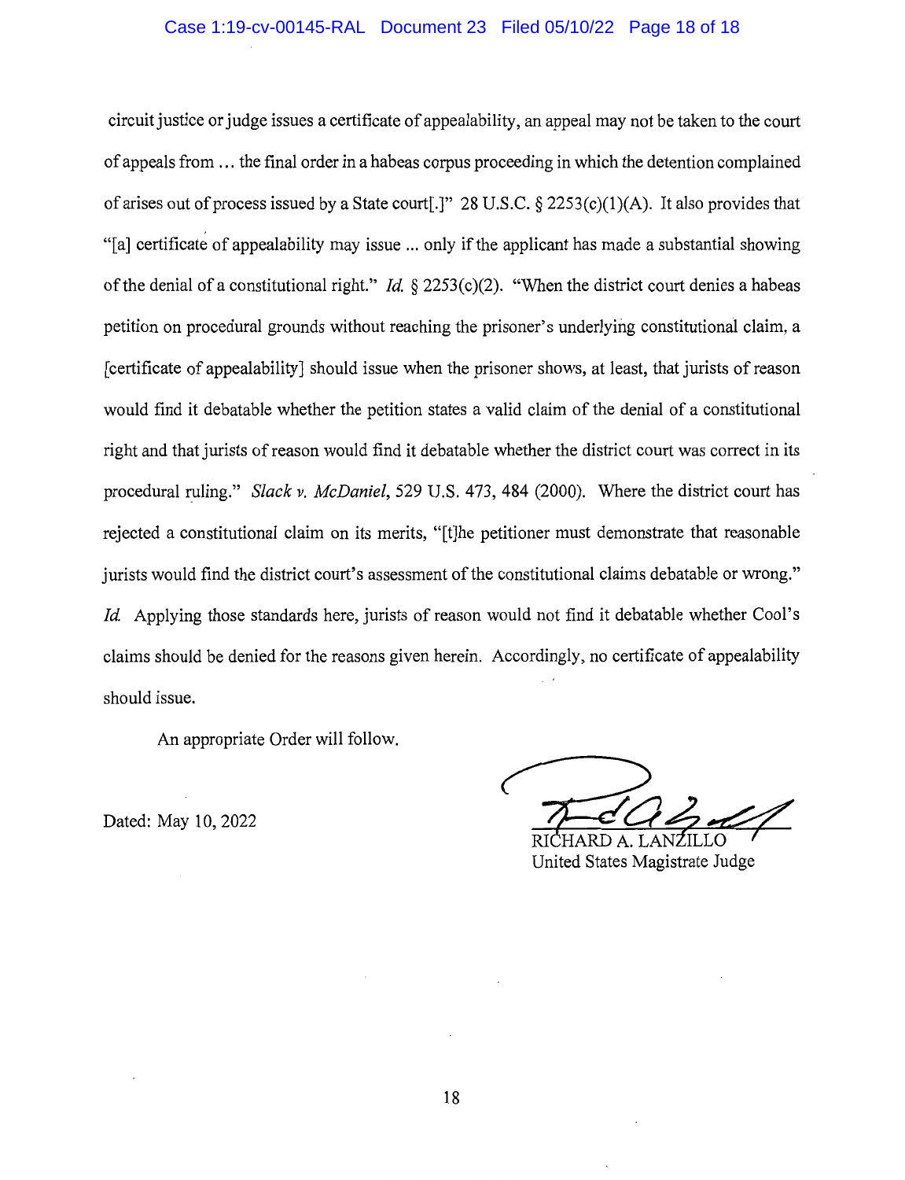circuit justice or judge issues a certificate of appealability, an appeal may not be taken to the court of appeals from … the final order in a habeas corpus proceeding in which the detention complained of arises out of process issued by a State court[.]" 28 U.S.C. § 2253(c)(1)(A). It also provides that "[a] certificate of appealability may issue ... only if the applicant has made a substantial showing of the denial of a constitutional right." *Id.* § 2253(c)(2). "When the district court denies a habeas petition on procedural grounds without reaching the prisoner's underlying constitutional claim, a [certificate of appealability] should issue when the prisoner shows, at least, that jurists of reason would find it debatable whether the petition states a valid claim of the denial of a constitutional right and that jurists of reason would find it debatable whether the district court was correct in its procedural ruling." *Slack v. McDaniel*, 529 U.S. 473, 484 (2000). Where the district court has rejected a constitutional claim on its merits, "[t]he petitioner must demonstrate that reasonable jurists would find the district court's assessment of the constitutional claims debatable or wrong." *Id.* Applying those standards here, jurists of reason would not find it debatable whether Cool's claims should be denied for the reasons given herein. Accordingly, no certificate of appealability should issue.

An appropriate Order will follow.

Dated: May 10, 2022

RICHARD A. LANZILLO
United States Magistrate Judge